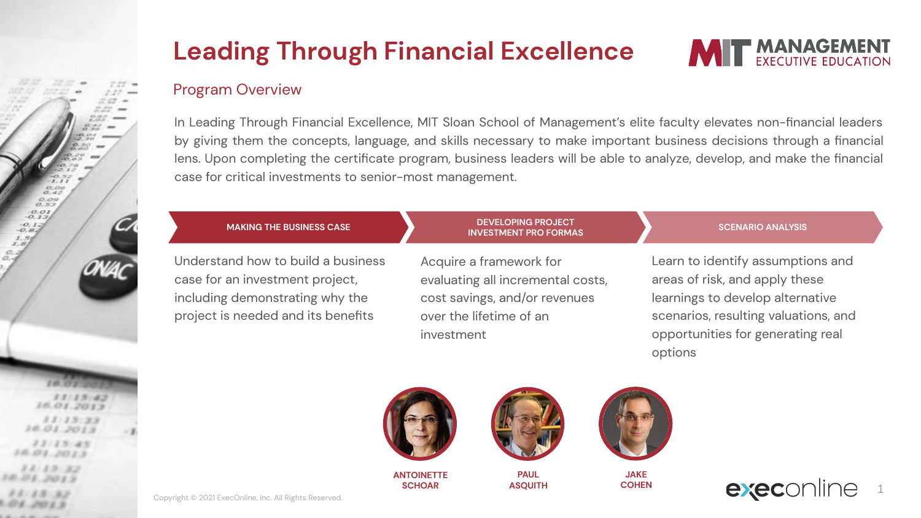# Leading Through Financial Excellence

MIT MANAGEMENT EXECUTIVE EDUCATION

## Program Overview

In Leading Through Financial Excellence, MIT Sloan School of Management's elite faculty elevates non-financial leaders by giving them the concepts, language, and skills necessary to make important business decisions through a financial lens. Upon completing the certificate program, business leaders will be able to analyze, develop, and make the financial case for critical investments to senior-most management.

### MAKING THE BUSINESS CASE

Understand how to build a business case for an investment project, including demonstrating why the project is needed and its benefits

### DEVELOPING PROJECT INVESTMENT PRO FORMAS

Acquire a framework for evaluating all incremental costs, cost savings, and/or revenues over the lifetime of an investment

### SCENARIO ANALYSIS

Learn to identify assumptions and areas of risk, and apply these learnings to develop alternative scenarios, resulting valuations, and opportunities for generating real options

**ANTOINETTE SCHOAR**

**PAUL ASQUITH**

**JAKE COHEN**

Copyright © 2021 ExecOnline, Inc. All Rights Reserved.

execonline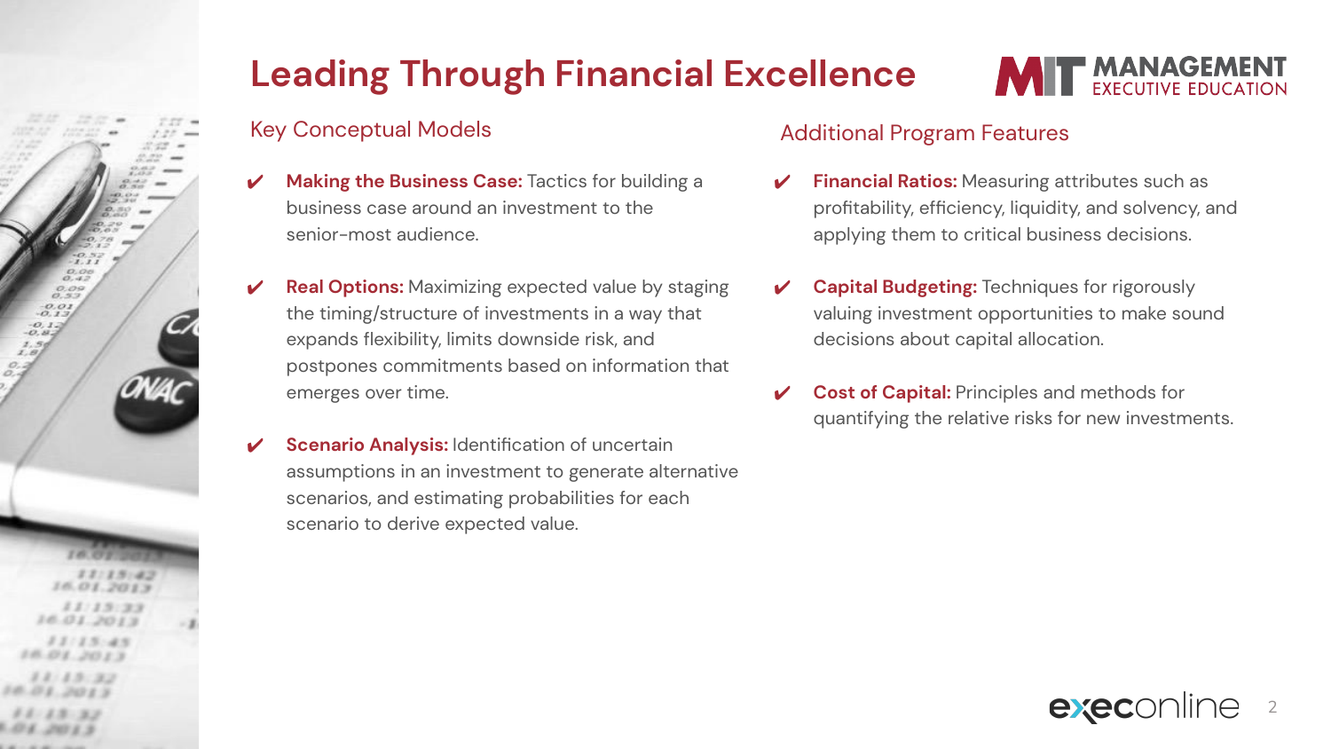# Leading Through Financial Excellence

MIT MANAGEMENT EXECUTIVE EDUCATION

## Key Conceptual Models

- **Making the Business Case:** Tactics for building a business case around an investment to the senior-most audience.
- **Real Options:** Maximizing expected value by staging the timing/structure of investments in a way that expands flexibility, limits downside risk, and postpones commitments based on information that emerges over time.
- **Scenario Analysis:** Identification of uncertain assumptions in an investment to generate alternative scenarios, and estimating probabilities for each scenario to derive expected value.

## Additional Program Features

- **Financial Ratios:** Measuring attributes such as profitability, efficiency, liquidity, and solvency, and applying them to critical business decisions.
- **Capital Budgeting:** Techniques for rigorously valuing investment opportunities to make sound decisions about capital allocation.
- **Cost of Capital:** Principles and methods for quantifying the relative risks for new investments.

execonline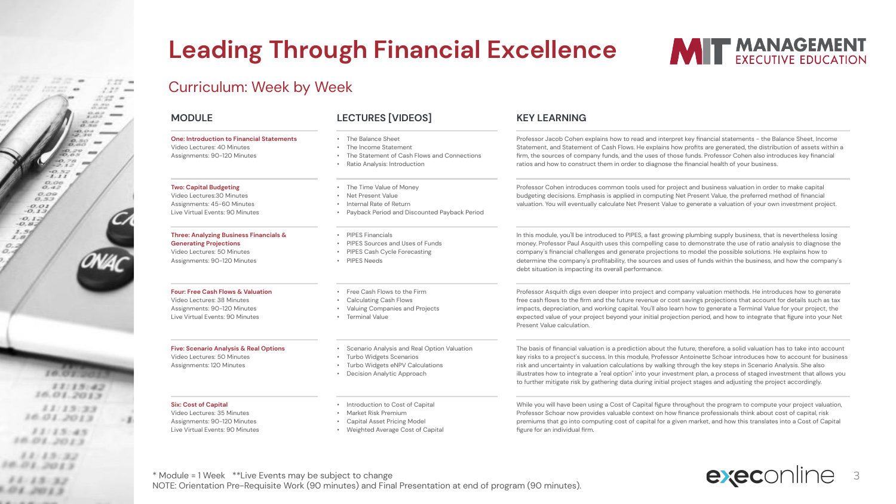# Leading Through Financial Excellence

MIT MANAGEMENT EXECUTIVE EDUCATION

## Curriculum: Week by Week

| MODULE | LECTURES [VIDEOS] | KEY LEARNING |
|---|---|---|
| **One: Introduction to Financial Statements**<br>Video Lectures: 40 Minutes<br>Assignments: 90-120 Minutes | • The Balance Sheet<br>• The Income Statement<br>• The Statement of Cash Flows and Connections<br>• Ratio Analysis: Introduction | Professor Jacob Cohen explains how to read and interpret key financial statements - the Balance Sheet, Income Statement, and Statement of Cash Flows. He explains how profits are generated, the distribution of assets within a firm, the sources of company funds, and the uses of those funds. Professor Cohen also introduces key financial ratios and how to construct them in order to diagnose the financial health of your business. |
| **Two: Capital Budgeting**<br>Video Lectures:30 Minutes<br>Assignments: 45-60 Minutes<br>Live Virtual Events: 90 Minutes | • The Time Value of Money<br>• Net Present Value<br>• Internal Rate of Return<br>• Payback Period and Discounted Payback Period | Professor Cohen introduces common tools used for project and business valuation in order to make capital budgeting decisions. Emphasis is applied in computing Net Present Value, the preferred method of financial valuation. You will eventually calculate Net Present Value to generate a valuation of your own investment project. |
| **Three: Analyzing Business Financials & Generating Projections**<br>Video Lectures: 50 Minutes<br>Assignments: 90-120 Minutes | • PIPES Financials<br>• PIPES Sources and Uses of Funds<br>• PIPES Cash Cycle Forecasting<br>• PIPES Needs | In this module, you'll be introduced to PIPES, a fast growing plumbing supply business, that is nevertheless losing money. Professor Paul Asquith uses this compelling case to demonstrate the use of ratio analysis to diagnose the company's financial challenges and generate projections to model the possible solutions. He explains how to determine the company's profitability, the sources and uses of funds within the business, and how the company's debt situation is impacting its overall performance. |
| **Four: Free Cash Flows & Valuation**<br>Video Lectures: 38 Minutes<br>Assignments: 90-120 Minutes<br>Live Virtual Events: 90 Minutes | • Free Cash Flows to the Firm<br>• Calculating Cash Flows<br>• Valuing Companies and Projects<br>• Terminal Value | Professor Asquith digs even deeper into project and company valuation methods. He introduces how to generate free cash flows to the firm and the future revenue or cost savings projections that account for details such as tax impacts, depreciation, and working capital. You'll also learn how to generate a Terminal Value for your project, the expected value of your project beyond your initial projection period, and how to integrate that figure into your Net Present Value calculation. |
| **Five: Scenario Analysis & Real Options**<br>Video Lectures: 50 Minutes<br>Assignments: 120 Minutes | • Scenario Analysis and Real Option Valuation<br>• Turbo Widgets Scenarios<br>• Turbo Widgets eNPV Calculations<br>• Decision Analytic Approach | The basis of financial valuation is a prediction about the future, therefore, a solid valuation has to take into account key risks to a project's success. In this module, Professor Antoinette Schoar introduces how to account for business risk and uncertainty in valuation calculations by walking through the key steps in Scenario Analysis. She also illustrates how to integrate a "real option" into your investment plan, a process of staged investment that allows you to further mitigate risk by gathering data during initial project stages and adjusting the project accordingly. |
| **Six: Cost of Capital**<br>Video Lectures: 35 Minutes<br>Assignments: 90-120 Minutes<br>Live Virtual Events: 90 Minutes | • Introduction to Cost of Capital<br>• Market Risk Premium<br>• Capital Asset Pricing Model<br>• Weighted Average Cost of Capital | While you will have been using a Cost of Capital figure throughout the program to compute your project valuation, Professor Schoar now provides valuable context on how finance professionals think about cost of capital, risk premiums that go into computing cost of capital for a given market, and how this translates into a Cost of Capital figure for an individual firm. |

\* Module = 1 Week \*\*Live Events may be subject to change
NOTE: Orientation Pre-Requisite Work (90 minutes) and Final Presentation at end of program (90 minutes).

execonline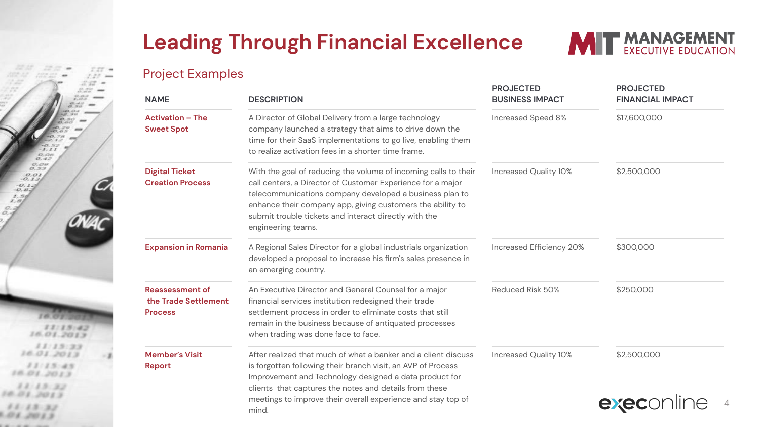# Leading Through Financial Excellence

## Project Examples

| NAME | DESCRIPTION | PROJECTED BUSINESS IMPACT | PROJECTED FINANCIAL IMPACT |
|---|---|---|---|
| **Activation – The Sweet Spot** | A Director of Global Delivery from a large technology company launched a strategy that aims to drive down the time for their SaaS implementations to go live, enabling them to realize activation fees in a shorter time frame. | Increased Speed 8% | $17,600,000 |
| **Digital Ticket Creation Process** | With the goal of reducing the volume of incoming calls to their call centers, a Director of Customer Experience for a major telecommunications company developed a business plan to enhance their company app, giving customers the ability to submit trouble tickets and interact directly with the engineering teams. | Increased Quality 10% | $2,500,000 |
| **Expansion in Romania** | A Regional Sales Director for a global industrials organization developed a proposal to increase his firm's sales presence in an emerging country. | Increased Efficiency 20% | $300,000 |
| **Reassessment of the Trade Settlement Process** | An Executive Director and General Counsel for a major financial services institution redesigned their trade settlement process in order to eliminate costs that still remain in the business because of antiquated processes when trading was done face to face. | Reduced Risk 50% | $250,000 |
| **Member's Visit Report** | After realized that much of what a banker and a client discuss is forgotten following their branch visit, an AVP of Process Improvement and Technology designed a data product for clients that captures the notes and details from these meetings to improve their overall experience and stay top of mind. | Increased Quality 10% | $2,500,000 |